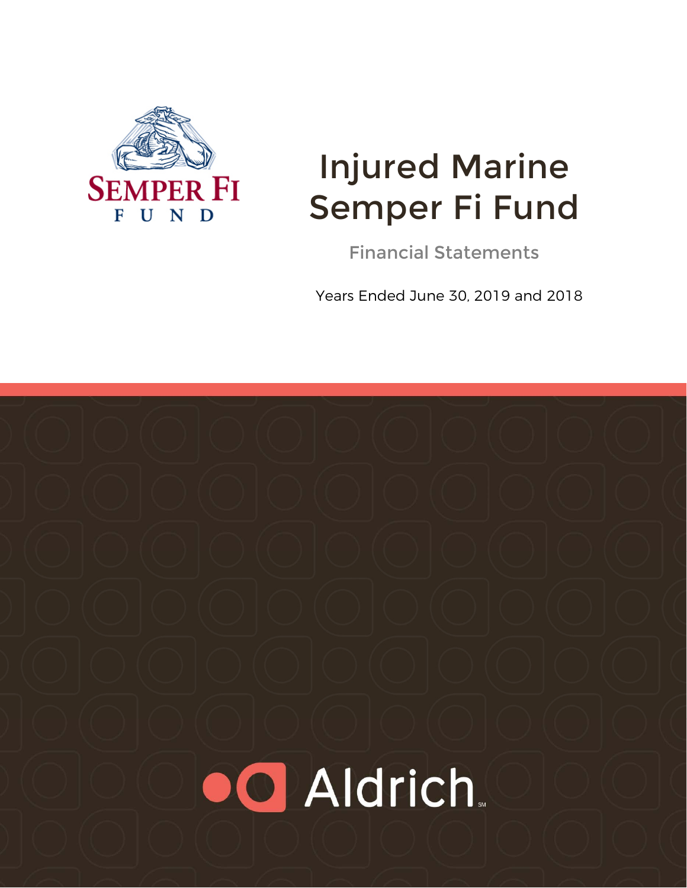SEMPER FI
FUND

# Injured Marine Semper Fi Fund

Financial Statements

Years Ended June 30, 2019 and 2018

Aldrich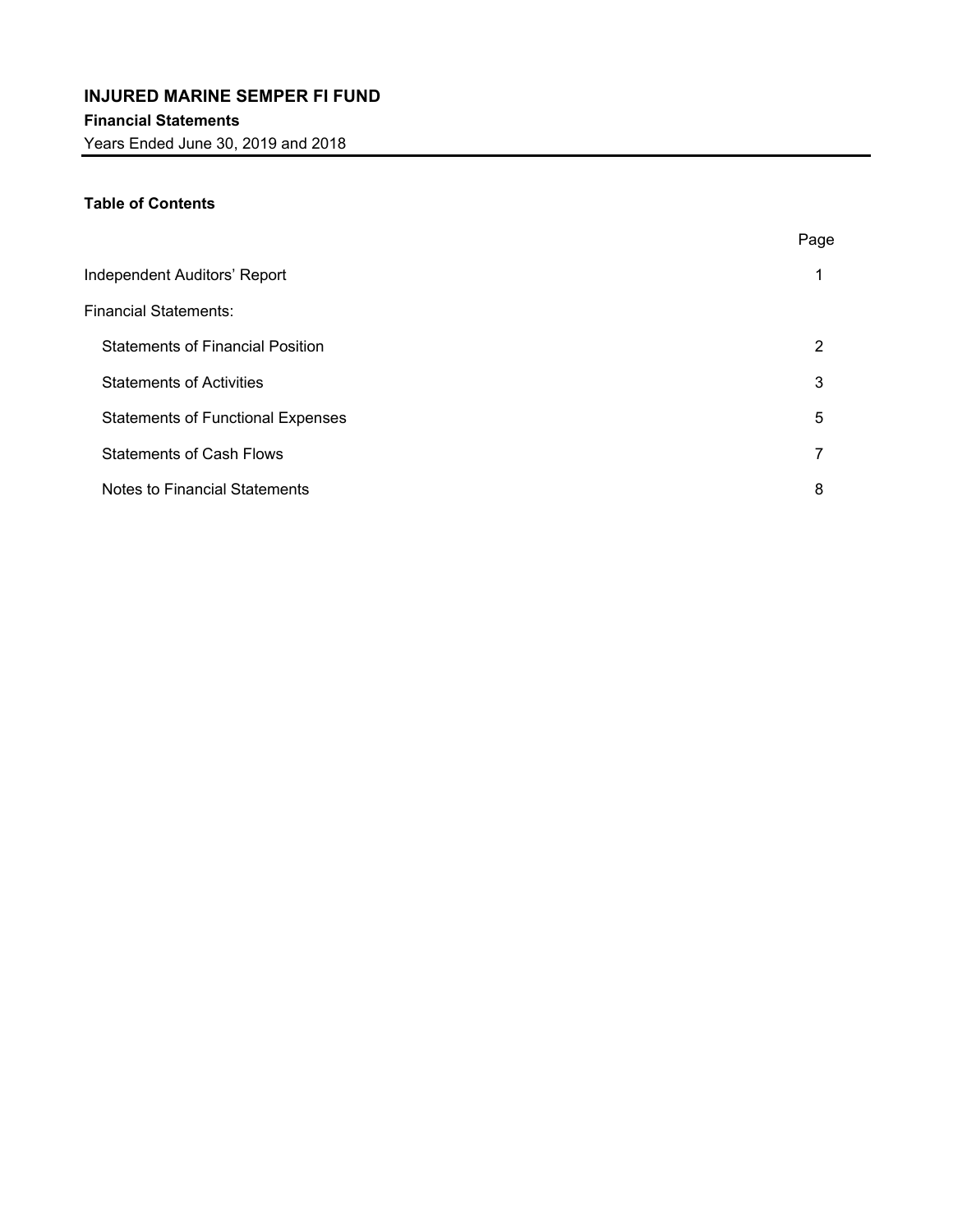# INJURED MARINE SEMPER FI FUND

**Financial Statements**

Years Ended June 30, 2019 and 2018

### Table of Contents

| | Page |
|---|---|
| Independent Auditors' Report | 1 |
| Financial Statements: | |
| Statements of Financial Position | 2 |
| Statements of Activities | 3 |
| Statements of Functional Expenses | 5 |
| Statements of Cash Flows | 7 |
| Notes to Financial Statements | 8 |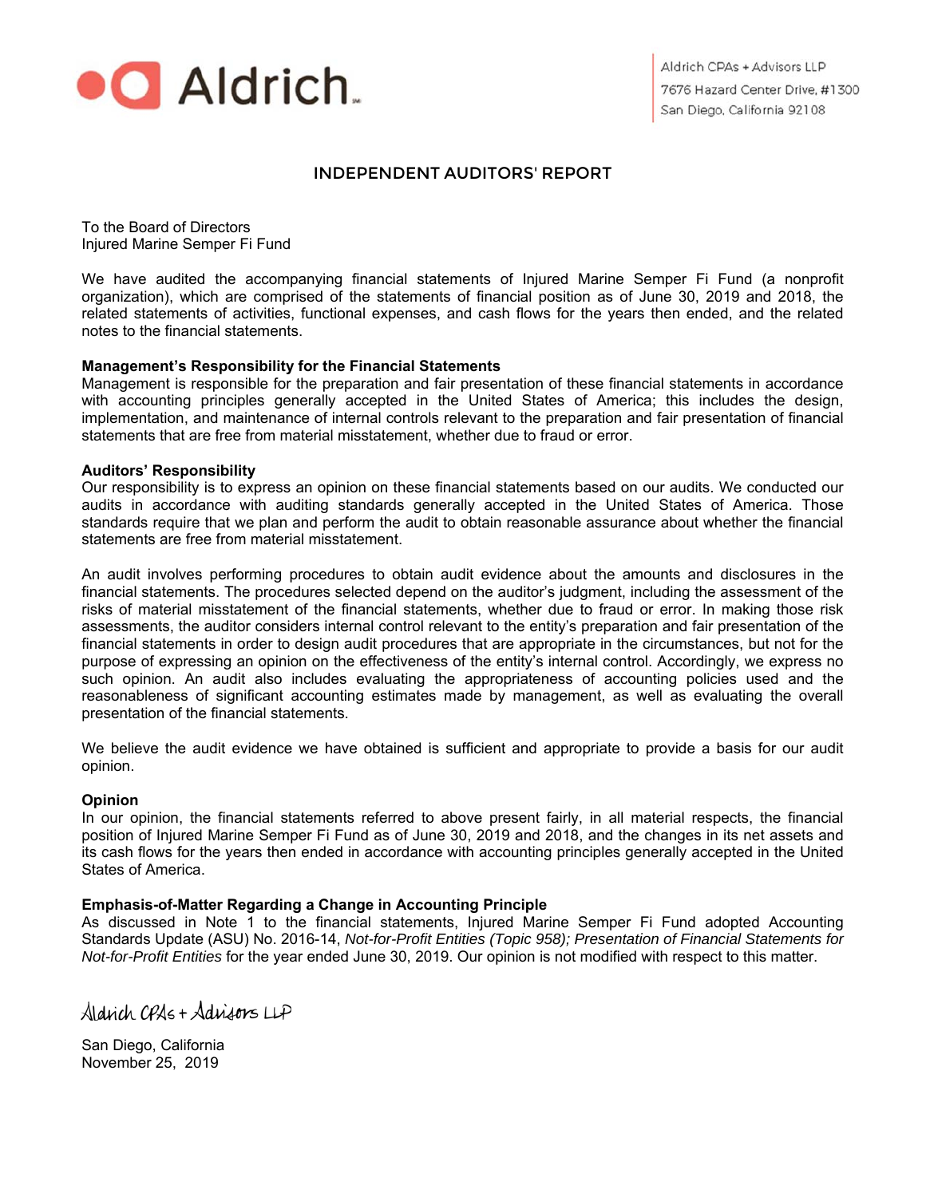Aldrich.

Aldrich CPAs + Advisors LLP
7676 Hazard Center Drive, #1300
San Diego, California 92108

# INDEPENDENT AUDITORS' REPORT

To the Board of Directors
Injured Marine Semper Fi Fund

We have audited the accompanying financial statements of Injured Marine Semper Fi Fund (a nonprofit organization), which are comprised of the statements of financial position as of June 30, 2019 and 2018, the related statements of activities, functional expenses, and cash flows for the years then ended, and the related notes to the financial statements.

**Management's Responsibility for the Financial Statements**
Management is responsible for the preparation and fair presentation of these financial statements in accordance with accounting principles generally accepted in the United States of America; this includes the design, implementation, and maintenance of internal controls relevant to the preparation and fair presentation of financial statements that are free from material misstatement, whether due to fraud or error.

**Auditors' Responsibility**
Our responsibility is to express an opinion on these financial statements based on our audits. We conducted our audits in accordance with auditing standards generally accepted in the United States of America. Those standards require that we plan and perform the audit to obtain reasonable assurance about whether the financial statements are free from material misstatement.

An audit involves performing procedures to obtain audit evidence about the amounts and disclosures in the financial statements. The procedures selected depend on the auditor's judgment, including the assessment of the risks of material misstatement of the financial statements, whether due to fraud or error. In making those risk assessments, the auditor considers internal control relevant to the entity's preparation and fair presentation of the financial statements in order to design audit procedures that are appropriate in the circumstances, but not for the purpose of expressing an opinion on the effectiveness of the entity's internal control. Accordingly, we express no such opinion. An audit also includes evaluating the appropriateness of accounting policies used and the reasonableness of significant accounting estimates made by management, as well as evaluating the overall presentation of the financial statements.

We believe the audit evidence we have obtained is sufficient and appropriate to provide a basis for our audit opinion.

**Opinion**
In our opinion, the financial statements referred to above present fairly, in all material respects, the financial position of Injured Marine Semper Fi Fund as of June 30, 2019 and 2018, and the changes in its net assets and its cash flows for the years then ended in accordance with accounting principles generally accepted in the United States of America.

**Emphasis-of-Matter Regarding a Change in Accounting Principle**
As discussed in Note 1 to the financial statements, Injured Marine Semper Fi Fund adopted Accounting Standards Update (ASU) No. 2016-14, *Not-for-Profit Entities (Topic 958); Presentation of Financial Statements for Not-for-Profit Entities* for the year ended June 30, 2019. Our opinion is not modified with respect to this matter.

Aldrich CPAs + Advisors LLP

San Diego, California
November 25, 2019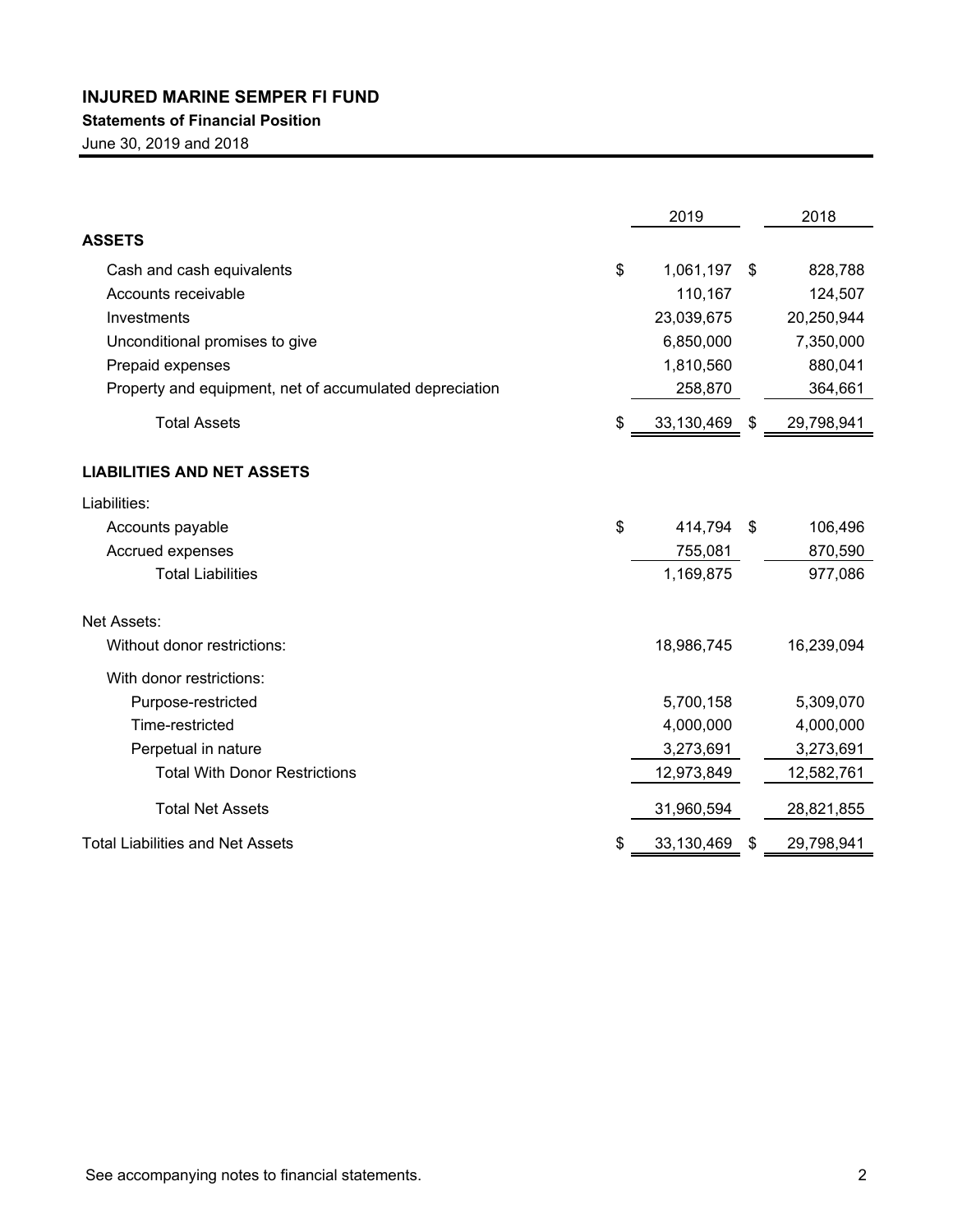# INJURED MARINE SEMPER FI FUND

## Statements of Financial Position

June 30, 2019 and 2018

| | 2019 | 2018 |
|---|---|---|
| **ASSETS** | | |
| Cash and cash equivalents | $ 1,061,197 | $ 828,788 |
| Accounts receivable | 110,167 | 124,507 |
| Investments | 23,039,675 | 20,250,944 |
| Unconditional promises to give | 6,850,000 | 7,350,000 |
| Prepaid expenses | 1,810,560 | 880,041 |
| Property and equipment, net of accumulated depreciation | 258,870 | 364,661 |
| Total Assets | $ 33,130,469 | $ 29,798,941 |
| **LIABILITIES AND NET ASSETS** | | |
| Liabilities: | | |
| Accounts payable | $ 414,794 | $ 106,496 |
| Accrued expenses | 755,081 | 870,590 |
| Total Liabilities | 1,169,875 | 977,086 |
| Net Assets: | | |
| Without donor restrictions: | 18,986,745 | 16,239,094 |
| With donor restrictions: | | |
| Purpose-restricted | 5,700,158 | 5,309,070 |
| Time-restricted | 4,000,000 | 4,000,000 |
| Perpetual in nature | 3,273,691 | 3,273,691 |
| Total With Donor Restrictions | 12,973,849 | 12,582,761 |
| Total Net Assets | 31,960,594 | 28,821,855 |
| Total Liabilities and Net Assets | $ 33,130,469 | $ 29,798,941 |

See accompanying notes to financial statements.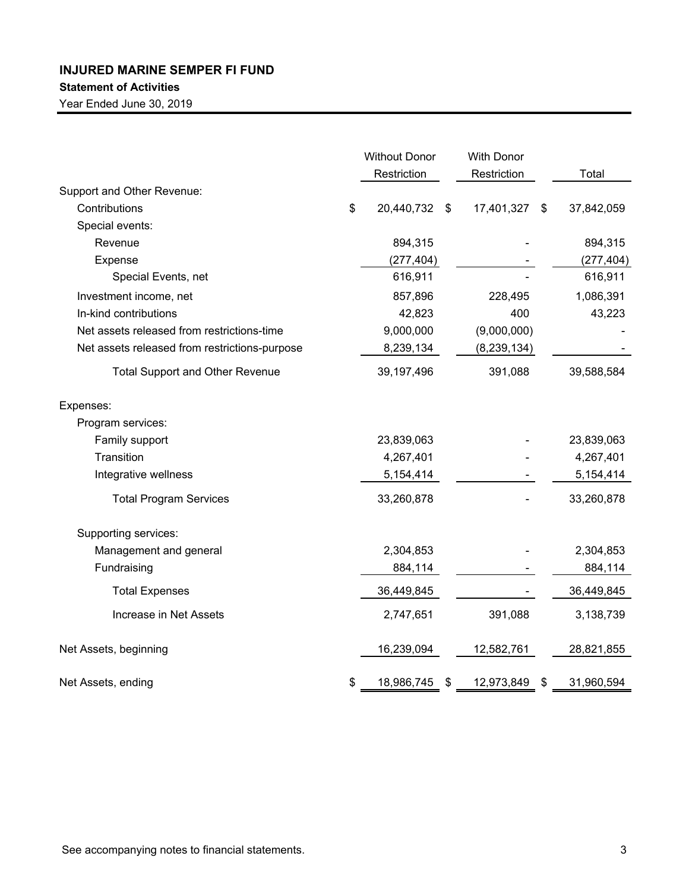**INJURED MARINE SEMPER FI FUND**

**Statement of Activities**

Year Ended June 30, 2019

| | Without Donor Restriction | With Donor Restriction | Total |
|---|---|---|---|
| Support and Other Revenue: | | | |
| Contributions | $ 20,440,732 | $ 17,401,327 | $ 37,842,059 |
| Special events: | | | |
| Revenue | 894,315 | - | 894,315 |
| Expense | (277,404) | - | (277,404) |
| Special Events, net | 616,911 | - | 616,911 |
| Investment income, net | 857,896 | 228,495 | 1,086,391 |
| In-kind contributions | 42,823 | 400 | 43,223 |
| Net assets released from restrictions-time | 9,000,000 | (9,000,000) | - |
| Net assets released from restrictions-purpose | 8,239,134 | (8,239,134) | - |
| Total Support and Other Revenue | 39,197,496 | 391,088 | 39,588,584 |
| Expenses: | | | |
| Program services: | | | |
| Family support | 23,839,063 | - | 23,839,063 |
| Transition | 4,267,401 | - | 4,267,401 |
| Integrative wellness | 5,154,414 | - | 5,154,414 |
| Total Program Services | 33,260,878 | - | 33,260,878 |
| Supporting services: | | | |
| Management and general | 2,304,853 | - | 2,304,853 |
| Fundraising | 884,114 | - | 884,114 |
| Total Expenses | 36,449,845 | - | 36,449,845 |
| Increase in Net Assets | 2,747,651 | 391,088 | 3,138,739 |
| Net Assets, beginning | 16,239,094 | 12,582,761 | 28,821,855 |
| Net Assets, ending | $ 18,986,745 | $ 12,973,849 | $ 31,960,594 |

See accompanying notes to financial statements.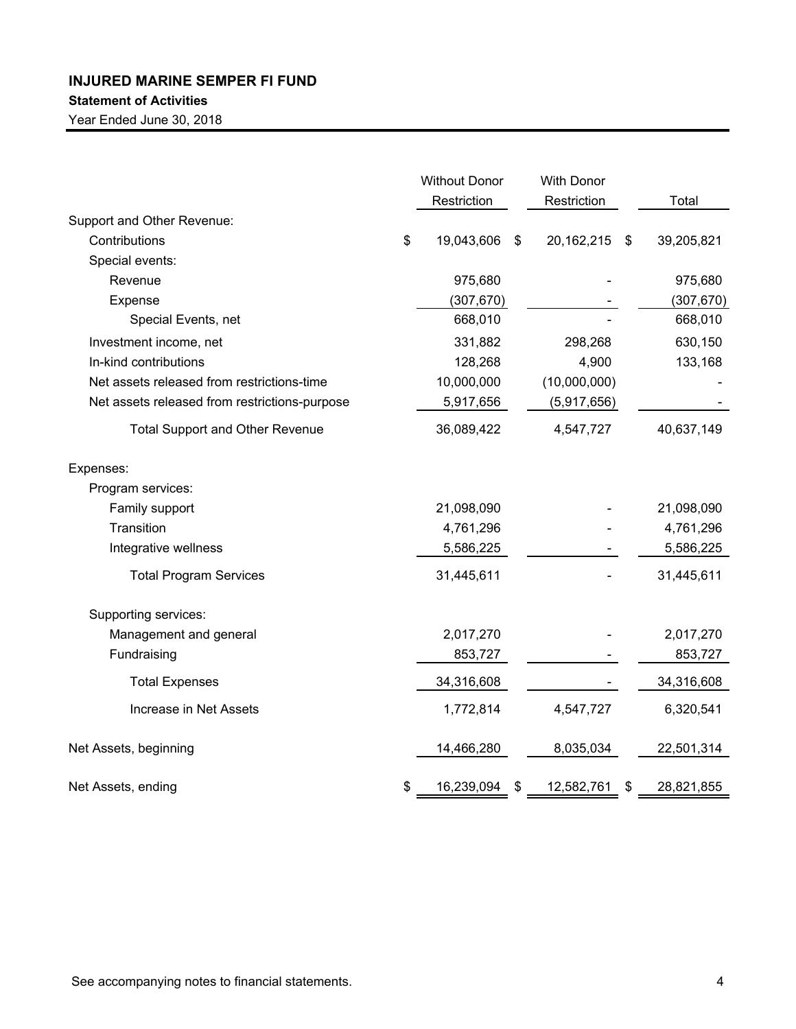# INJURED MARINE SEMPER FI FUND

## Statement of Activities

Year Ended June 30, 2018

| | Without Donor Restriction | With Donor Restriction | Total |
|---|---|---|---|
| Support and Other Revenue: | | | |
| Contributions | $ 19,043,606 | $ 20,162,215 | $ 39,205,821 |
| Special events: | | | |
| Revenue | 975,680 | - | 975,680 |
| Expense | (307,670) | - | (307,670) |
| Special Events, net | 668,010 | - | 668,010 |
| Investment income, net | 331,882 | 298,268 | 630,150 |
| In-kind contributions | 128,268 | 4,900 | 133,168 |
| Net assets released from restrictions-time | 10,000,000 | (10,000,000) | - |
| Net assets released from restrictions-purpose | 5,917,656 | (5,917,656) | - |
| Total Support and Other Revenue | 36,089,422 | 4,547,727 | 40,637,149 |
| Expenses: | | | |
| Program services: | | | |
| Family support | 21,098,090 | - | 21,098,090 |
| Transition | 4,761,296 | - | 4,761,296 |
| Integrative wellness | 5,586,225 | - | 5,586,225 |
| Total Program Services | 31,445,611 | - | 31,445,611 |
| Supporting services: | | | |
| Management and general | 2,017,270 | - | 2,017,270 |
| Fundraising | 853,727 | - | 853,727 |
| Total Expenses | 34,316,608 | - | 34,316,608 |
| Increase in Net Assets | 1,772,814 | 4,547,727 | 6,320,541 |
| Net Assets, beginning | 14,466,280 | 8,035,034 | 22,501,314 |
| Net Assets, ending | $ 16,239,094 | $ 12,582,761 | $ 28,821,855 |

See accompanying notes to financial statements.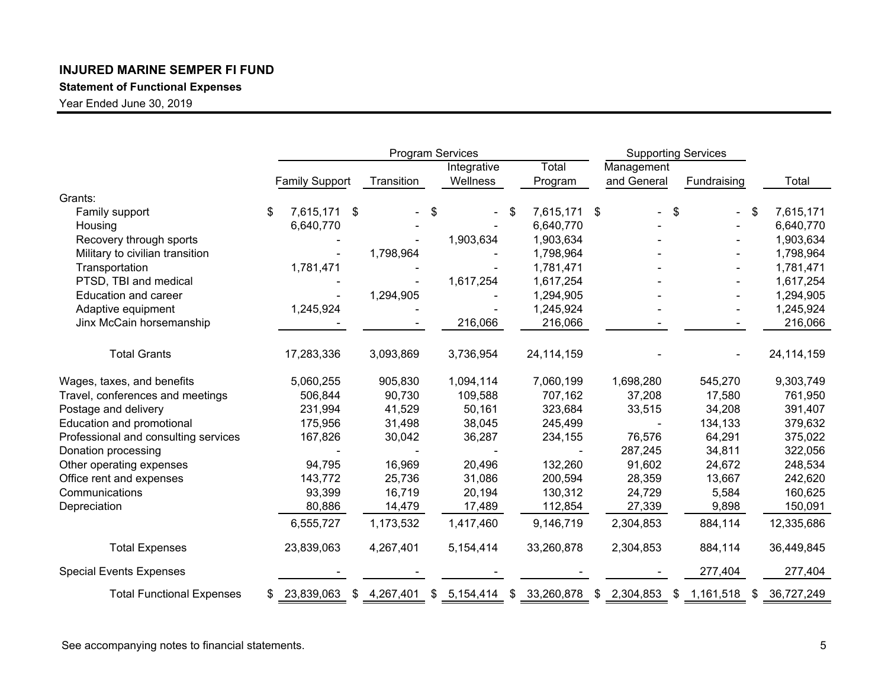**INJURED MARINE SEMPER FI FUND**

**Statement of Functional Expenses**

Year Ended June 30, 2019

| | Program Services | | | | Supporting Services | | |
|---|---|---|---|---|---|---|---|
| | Family Support | Transition | Integrative Wellness | Total Program | Management and General | Fundraising | Total |
| Grants: | | | | | | | |
| Family support | $ 7,615,171 | $ - | $ - | $ 7,615,171 | $ - | $ - | $ 7,615,171 |
| Housing | 6,640,770 | - | - | 6,640,770 | - | - | 6,640,770 |
| Recovery through sports | - | - | 1,903,634 | 1,903,634 | - | - | 1,903,634 |
| Military to civilian transition | - | 1,798,964 | - | 1,798,964 | - | - | 1,798,964 |
| Transportation | 1,781,471 | - | - | 1,781,471 | - | - | 1,781,471 |
| PTSD, TBI and medical | - | - | 1,617,254 | 1,617,254 | - | - | 1,617,254 |
| Education and career | - | 1,294,905 | - | 1,294,905 | - | - | 1,294,905 |
| Adaptive equipment | 1,245,924 | - | - | 1,245,924 | - | - | 1,245,924 |
| Jinx McCain horsemanship | - | - | 216,066 | 216,066 | - | - | 216,066 |
| Total Grants | 17,283,336 | 3,093,869 | 3,736,954 | 24,114,159 | - | - | 24,114,159 |
| Wages, taxes, and benefits | 5,060,255 | 905,830 | 1,094,114 | 7,060,199 | 1,698,280 | 545,270 | 9,303,749 |
| Travel, conferences and meetings | 506,844 | 90,730 | 109,588 | 707,162 | 37,208 | 17,580 | 761,950 |
| Postage and delivery | 231,994 | 41,529 | 50,161 | 323,684 | 33,515 | 34,208 | 391,407 |
| Education and promotional | 175,956 | 31,498 | 38,045 | 245,499 | - | 134,133 | 379,632 |
| Professional and consulting services | 167,826 | 30,042 | 36,287 | 234,155 | 76,576 | 64,291 | 375,022 |
| Donation processing | - | - | - | - | 287,245 | 34,811 | 322,056 |
| Other operating expenses | 94,795 | 16,969 | 20,496 | 132,260 | 91,602 | 24,672 | 248,534 |
| Office rent and expenses | 143,772 | 25,736 | 31,086 | 200,594 | 28,359 | 13,667 | 242,620 |
| Communications | 93,399 | 16,719 | 20,194 | 130,312 | 24,729 | 5,584 | 160,625 |
| Depreciation | 80,886 | 14,479 | 17,489 | 112,854 | 27,339 | 9,898 | 150,091 |
| | 6,555,727 | 1,173,532 | 1,417,460 | 9,146,719 | 2,304,853 | 884,114 | 12,335,686 |
| Total Expenses | 23,839,063 | 4,267,401 | 5,154,414 | 33,260,878 | 2,304,853 | 884,114 | 36,449,845 |
| Special Events Expenses | - | - | - | - | - | 277,404 | 277,404 |
| Total Functional Expenses | $ 23,839,063 | $ 4,267,401 | $ 5,154,414 | $ 33,260,878 | $ 2,304,853 | $ 1,161,518 | $ 36,727,249 |

See accompanying notes to financial statements.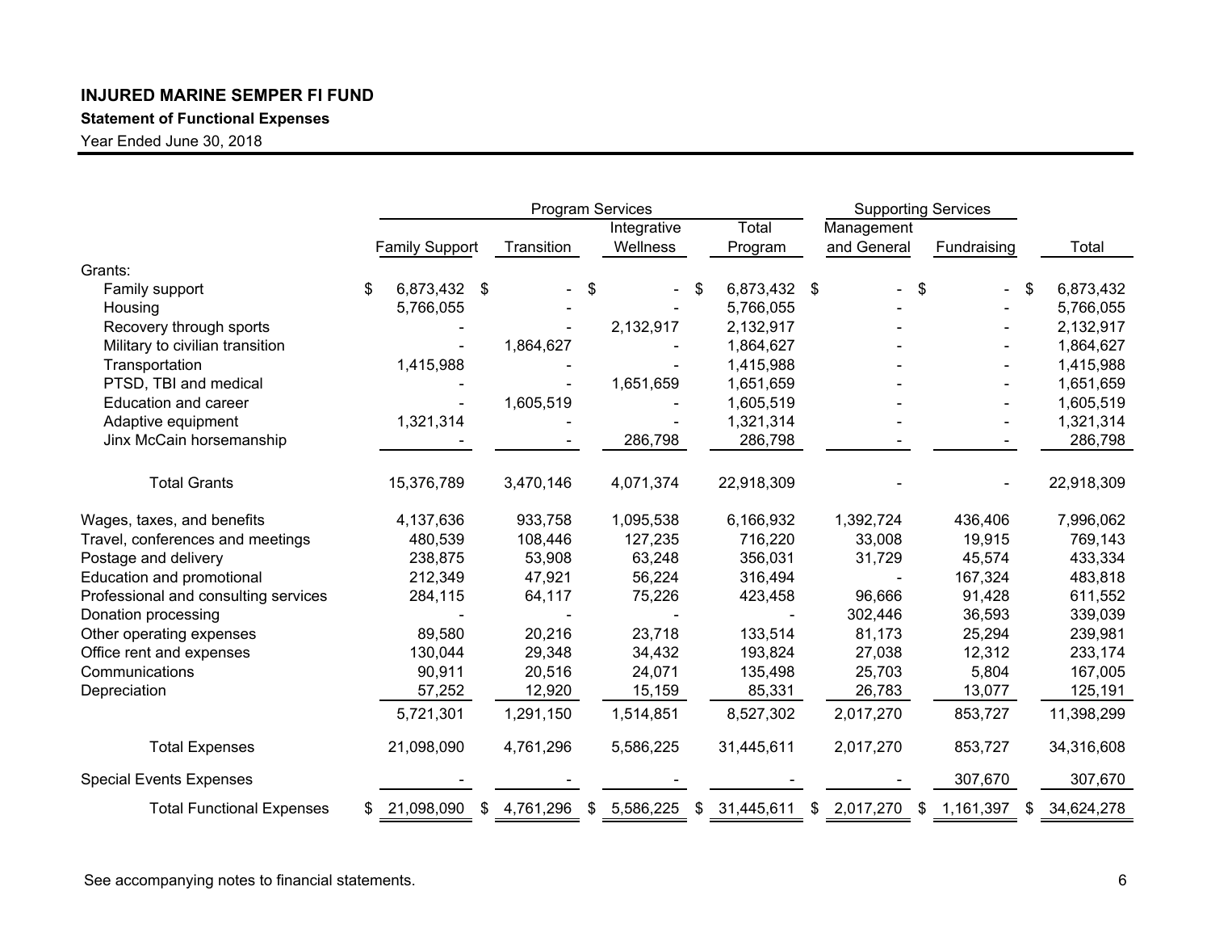**INJURED MARINE SEMPER FI FUND**

**Statement of Functional Expenses**

Year Ended June 30, 2018

| | Program Services | | | | Supporting Services | | |
|---|---|---|---|---|---|---|---|
| | Family Support | Transition | Integrative Wellness | Total Program | Management and General | Fundraising | Total |
| Grants: | | | | | | | |
| Family support | $ 6,873,432 | $ - | $ - | $ 6,873,432 | $ - | $ - | $ 6,873,432 |
| Housing | 5,766,055 | - | - | 5,766,055 | - | - | 5,766,055 |
| Recovery through sports | - | - | 2,132,917 | 2,132,917 | - | - | 2,132,917 |
| Military to civilian transition | - | 1,864,627 | - | 1,864,627 | - | - | 1,864,627 |
| Transportation | 1,415,988 | - | - | 1,415,988 | - | - | 1,415,988 |
| PTSD, TBI and medical | - | - | 1,651,659 | 1,651,659 | - | - | 1,651,659 |
| Education and career | - | 1,605,519 | - | 1,605,519 | - | - | 1,605,519 |
| Adaptive equipment | 1,321,314 | - | - | 1,321,314 | - | - | 1,321,314 |
| Jinx McCain horsemanship | - | - | 286,798 | 286,798 | - | - | 286,798 |
| Total Grants | 15,376,789 | 3,470,146 | 4,071,374 | 22,918,309 | - | - | 22,918,309 |
| Wages, taxes, and benefits | 4,137,636 | 933,758 | 1,095,538 | 6,166,932 | 1,392,724 | 436,406 | 7,996,062 |
| Travel, conferences and meetings | 480,539 | 108,446 | 127,235 | 716,220 | 33,008 | 19,915 | 769,143 |
| Postage and delivery | 238,875 | 53,908 | 63,248 | 356,031 | 31,729 | 45,574 | 433,334 |
| Education and promotional | 212,349 | 47,921 | 56,224 | 316,494 | - | 167,324 | 483,818 |
| Professional and consulting services | 284,115 | 64,117 | 75,226 | 423,458 | 96,666 | 91,428 | 611,552 |
| Donation processing | - | - | - | - | 302,446 | 36,593 | 339,039 |
| Other operating expenses | 89,580 | 20,216 | 23,718 | 133,514 | 81,173 | 25,294 | 239,981 |
| Office rent and expenses | 130,044 | 29,348 | 34,432 | 193,824 | 27,038 | 12,312 | 233,174 |
| Communications | 90,911 | 20,516 | 24,071 | 135,498 | 25,703 | 5,804 | 167,005 |
| Depreciation | 57,252 | 12,920 | 15,159 | 85,331 | 26,783 | 13,077 | 125,191 |
| | 5,721,301 | 1,291,150 | 1,514,851 | 8,527,302 | 2,017,270 | 853,727 | 11,398,299 |
| Total Expenses | 21,098,090 | 4,761,296 | 5,586,225 | 31,445,611 | 2,017,270 | 853,727 | 34,316,608 |
| Special Events Expenses | - | - | - | - | - | 307,670 | 307,670 |
| Total Functional Expenses | $ 21,098,090 | $ 4,761,296 | $ 5,586,225 | $ 31,445,611 | $ 2,017,270 | $ 1,161,397 | $ 34,624,278 |

See accompanying notes to financial statements.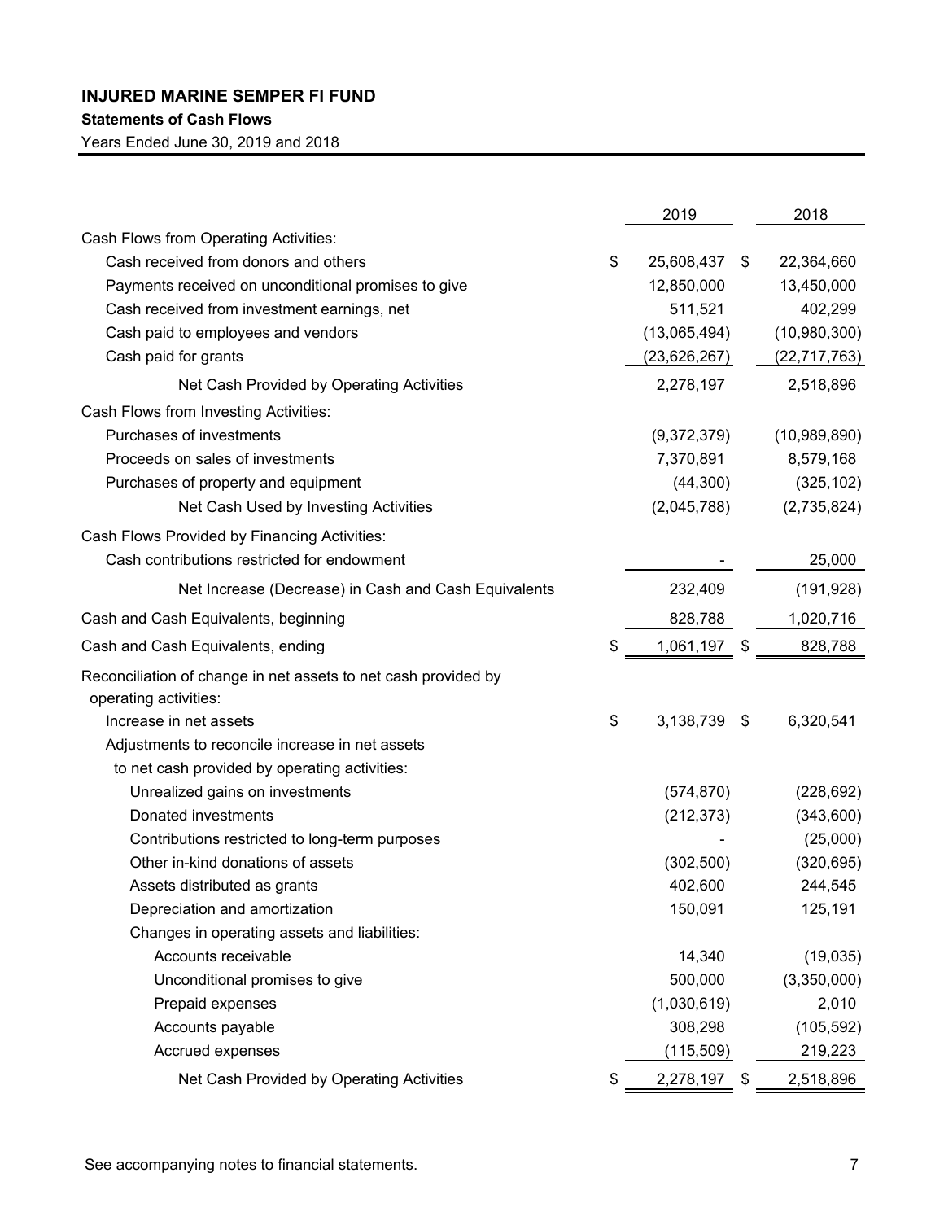# INJURED MARINE SEMPER FI FUND

## Statements of Cash Flows

Years Ended June 30, 2019 and 2018

| | 2019 | 2018 |
|---|---|---|
| Cash Flows from Operating Activities: | | |
| Cash received from donors and others | $ 25,608,437 | $ 22,364,660 |
| Payments received on unconditional promises to give | 12,850,000 | 13,450,000 |
| Cash received from investment earnings, net | 511,521 | 402,299 |
| Cash paid to employees and vendors | (13,065,494) | (10,980,300) |
| Cash paid for grants | (23,626,267) | (22,717,763) |
| Net Cash Provided by Operating Activities | 2,278,197 | 2,518,896 |
| Cash Flows from Investing Activities: | | |
| Purchases of investments | (9,372,379) | (10,989,890) |
| Proceeds on sales of investments | 7,370,891 | 8,579,168 |
| Purchases of property and equipment | (44,300) | (325,102) |
| Net Cash Used by Investing Activities | (2,045,788) | (2,735,824) |
| Cash Flows Provided by Financing Activities: | | |
| Cash contributions restricted for endowment | - | 25,000 |
| Net Increase (Decrease) in Cash and Cash Equivalents | 232,409 | (191,928) |
| Cash and Cash Equivalents, beginning | 828,788 | 1,020,716 |
| Cash and Cash Equivalents, ending | $ 1,061,197 | $ 828,788 |
| Reconciliation of change in net assets to net cash provided by operating activities: | | |
| Increase in net assets | $ 3,138,739 | $ 6,320,541 |
| Adjustments to reconcile increase in net assets to net cash provided by operating activities: | | |
| Unrealized gains on investments | (574,870) | (228,692) |
| Donated investments | (212,373) | (343,600) |
| Contributions restricted to long-term purposes | - | (25,000) |
| Other in-kind donations of assets | (302,500) | (320,695) |
| Assets distributed as grants | 402,600 | 244,545 |
| Depreciation and amortization | 150,091 | 125,191 |
| Changes in operating assets and liabilities: | | |
| Accounts receivable | 14,340 | (19,035) |
| Unconditional promises to give | 500,000 | (3,350,000) |
| Prepaid expenses | (1,030,619) | 2,010 |
| Accounts payable | 308,298 | (105,592) |
| Accrued expenses | (115,509) | 219,223 |
| Net Cash Provided by Operating Activities | $ 2,278,197 | $ 2,518,896 |

See accompanying notes to financial statements.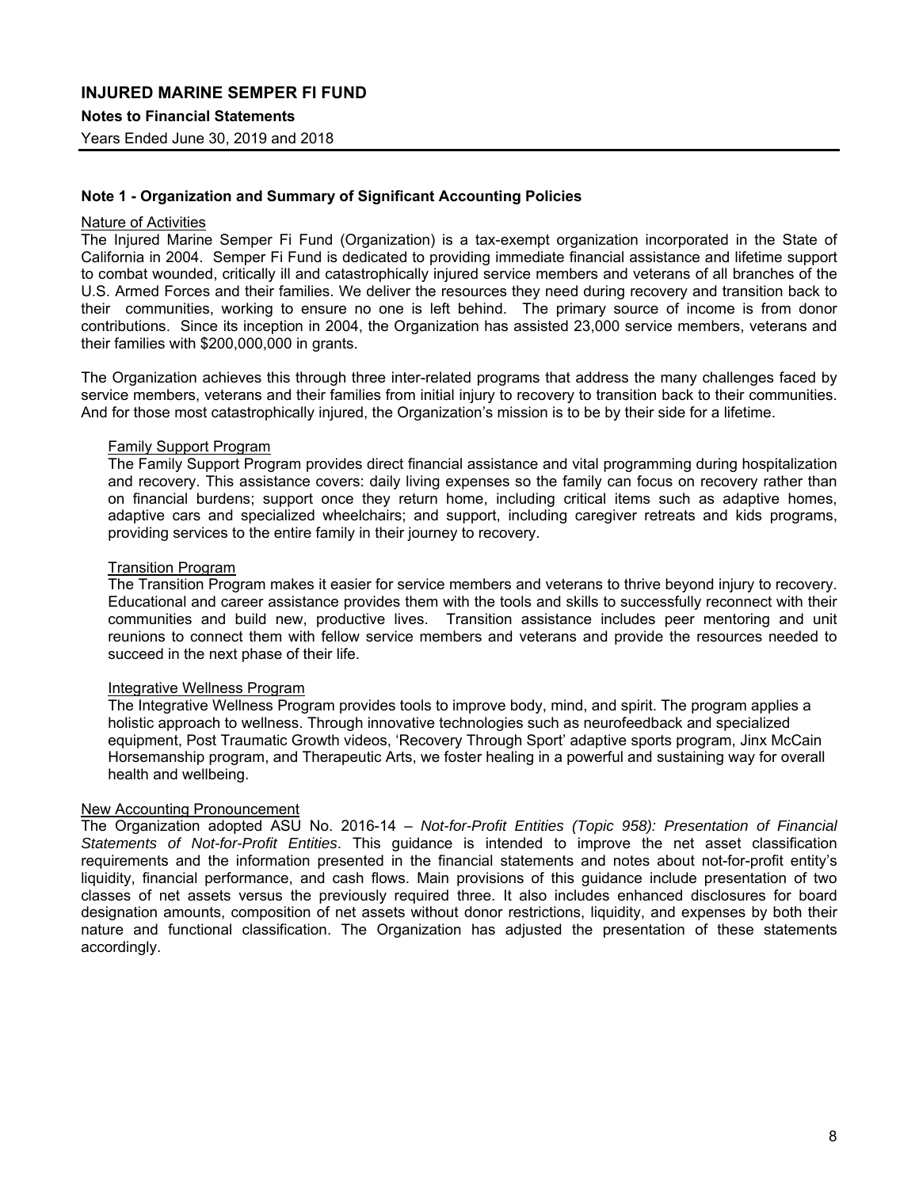# INJURED MARINE SEMPER FI FUND

**Notes to Financial Statements**

Years Ended June 30, 2019 and 2018

## Note 1 - Organization and Summary of Significant Accounting Policies

Nature of Activities

The Injured Marine Semper Fi Fund (Organization) is a tax-exempt organization incorporated in the State of California in 2004. Semper Fi Fund is dedicated to providing immediate financial assistance and lifetime support to combat wounded, critically ill and catastrophically injured service members and veterans of all branches of the U.S. Armed Forces and their families. We deliver the resources they need during recovery and transition back to their communities, working to ensure no one is left behind. The primary source of income is from donor contributions. Since its inception in 2004, the Organization has assisted 23,000 service members, veterans and their families with $200,000,000 in grants.

The Organization achieves this through three inter-related programs that address the many challenges faced by service members, veterans and their families from initial injury to recovery to transition back to their communities. And for those most catastrophically injured, the Organization's mission is to be by their side for a lifetime.

Family Support Program

The Family Support Program provides direct financial assistance and vital programming during hospitalization and recovery. This assistance covers: daily living expenses so the family can focus on recovery rather than on financial burdens; support once they return home, including critical items such as adaptive homes, adaptive cars and specialized wheelchairs; and support, including caregiver retreats and kids programs, providing services to the entire family in their journey to recovery.

Transition Program

The Transition Program makes it easier for service members and veterans to thrive beyond injury to recovery. Educational and career assistance provides them with the tools and skills to successfully reconnect with their communities and build new, productive lives. Transition assistance includes peer mentoring and unit reunions to connect them with fellow service members and veterans and provide the resources needed to succeed in the next phase of their life.

Integrative Wellness Program

The Integrative Wellness Program provides tools to improve body, mind, and spirit. The program applies a holistic approach to wellness. Through innovative technologies such as neurofeedback and specialized equipment, Post Traumatic Growth videos, 'Recovery Through Sport' adaptive sports program, Jinx McCain Horsemanship program, and Therapeutic Arts, we foster healing in a powerful and sustaining way for overall health and wellbeing.

New Accounting Pronouncement

The Organization adopted ASU No. 2016-14 – *Not-for-Profit Entities (Topic 958): Presentation of Financial Statements of Not-for-Profit Entities*. This guidance is intended to improve the net asset classification requirements and the information presented in the financial statements and notes about not-for-profit entity's liquidity, financial performance, and cash flows. Main provisions of this guidance include presentation of two classes of net assets versus the previously required three. It also includes enhanced disclosures for board designation amounts, composition of net assets without donor restrictions, liquidity, and expenses by both their nature and functional classification. The Organization has adjusted the presentation of these statements accordingly.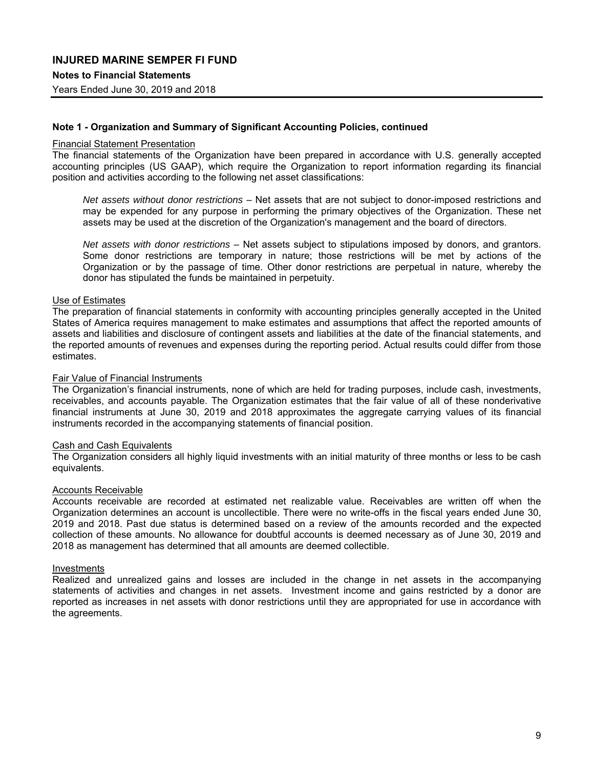## Note 1 - Organization and Summary of Significant Accounting Policies, continued

Financial Statement Presentation

The financial statements of the Organization have been prepared in accordance with U.S. generally accepted accounting principles (US GAAP), which require the Organization to report information regarding its financial position and activities according to the following net asset classifications:

> *Net assets without donor restrictions* – Net assets that are not subject to donor-imposed restrictions and may be expended for any purpose in performing the primary objectives of the Organization. These net assets may be used at the discretion of the Organization's management and the board of directors.
>
> *Net assets with donor restrictions* – Net assets subject to stipulations imposed by donors, and grantors. Some donor restrictions are temporary in nature; those restrictions will be met by actions of the Organization or by the passage of time. Other donor restrictions are perpetual in nature, whereby the donor has stipulated the funds be maintained in perpetuity.

Use of Estimates

The preparation of financial statements in conformity with accounting principles generally accepted in the United States of America requires management to make estimates and assumptions that affect the reported amounts of assets and liabilities and disclosure of contingent assets and liabilities at the date of the financial statements, and the reported amounts of revenues and expenses during the reporting period. Actual results could differ from those estimates.

Fair Value of Financial Instruments

The Organization's financial instruments, none of which are held for trading purposes, include cash, investments, receivables, and accounts payable. The Organization estimates that the fair value of all of these nonderivative financial instruments at June 30, 2019 and 2018 approximates the aggregate carrying values of its financial instruments recorded in the accompanying statements of financial position.

Cash and Cash Equivalents

The Organization considers all highly liquid investments with an initial maturity of three months or less to be cash equivalents.

Accounts Receivable

Accounts receivable are recorded at estimated net realizable value. Receivables are written off when the Organization determines an account is uncollectible. There were no write-offs in the fiscal years ended June 30, 2019 and 2018. Past due status is determined based on a review of the amounts recorded and the expected collection of these amounts. No allowance for doubtful accounts is deemed necessary as of June 30, 2019 and 2018 as management has determined that all amounts are deemed collectible.

Investments

Realized and unrealized gains and losses are included in the change in net assets in the accompanying statements of activities and changes in net assets. Investment income and gains restricted by a donor are reported as increases in net assets with donor restrictions until they are appropriated for use in accordance with the agreements.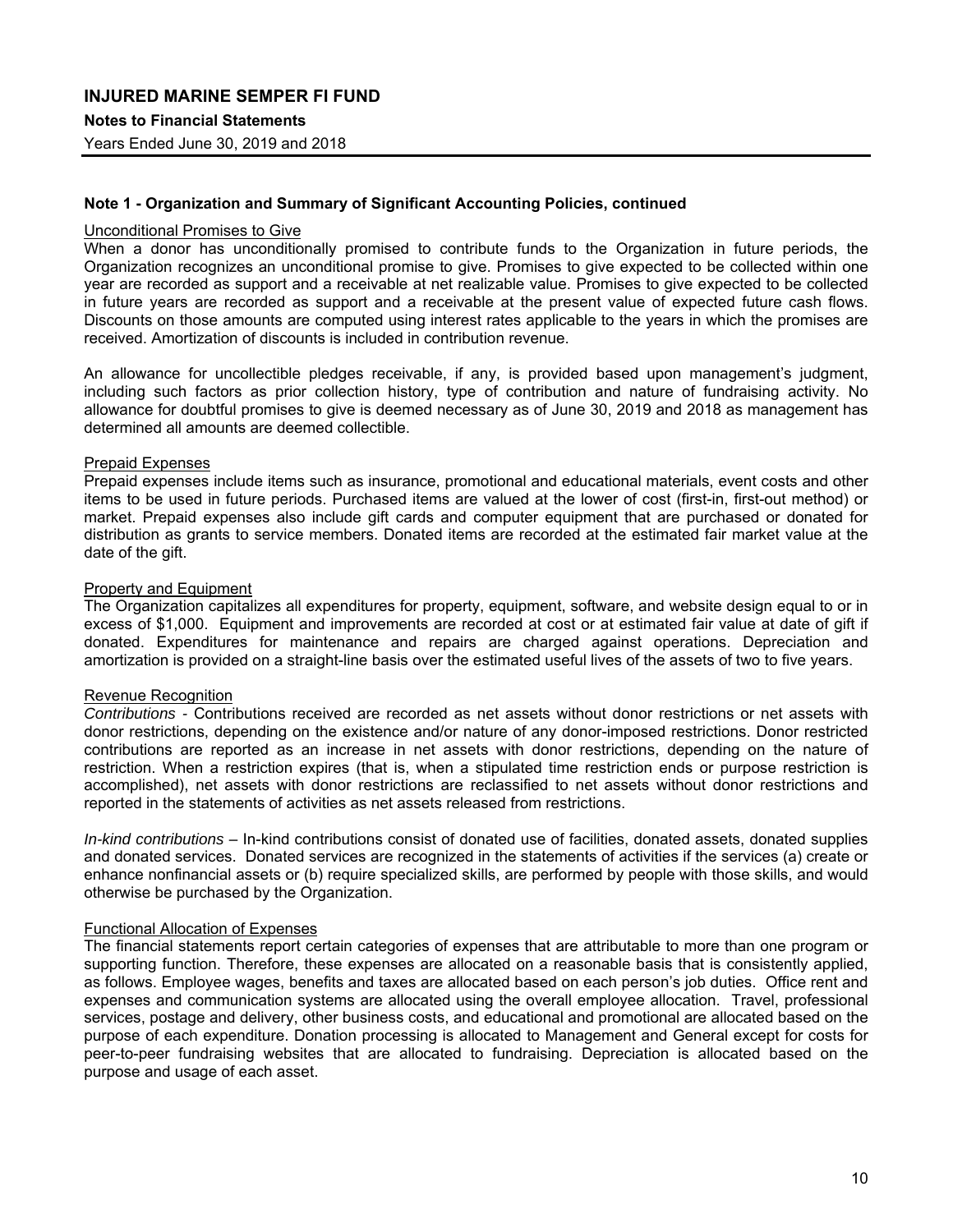**Note 1 - Organization and Summary of Significant Accounting Policies, continued**

Unconditional Promises to Give

When a donor has unconditionally promised to contribute funds to the Organization in future periods, the Organization recognizes an unconditional promise to give. Promises to give expected to be collected within one year are recorded as support and a receivable at net realizable value. Promises to give expected to be collected in future years are recorded as support and a receivable at the present value of expected future cash flows. Discounts on those amounts are computed using interest rates applicable to the years in which the promises are received. Amortization of discounts is included in contribution revenue.

An allowance for uncollectible pledges receivable, if any, is provided based upon management's judgment, including such factors as prior collection history, type of contribution and nature of fundraising activity. No allowance for doubtful promises to give is deemed necessary as of June 30, 2019 and 2018 as management has determined all amounts are deemed collectible.

Prepaid Expenses

Prepaid expenses include items such as insurance, promotional and educational materials, event costs and other items to be used in future periods. Purchased items are valued at the lower of cost (first-in, first-out method) or market. Prepaid expenses also include gift cards and computer equipment that are purchased or donated for distribution as grants to service members. Donated items are recorded at the estimated fair market value at the date of the gift.

Property and Equipment

The Organization capitalizes all expenditures for property, equipment, software, and website design equal to or in excess of $1,000. Equipment and improvements are recorded at cost or at estimated fair value at date of gift if donated. Expenditures for maintenance and repairs are charged against operations. Depreciation and amortization is provided on a straight-line basis over the estimated useful lives of the assets of two to five years.

Revenue Recognition

*Contributions -* Contributions received are recorded as net assets without donor restrictions or net assets with donor restrictions, depending on the existence and/or nature of any donor-imposed restrictions. Donor restricted contributions are reported as an increase in net assets with donor restrictions, depending on the nature of restriction. When a restriction expires (that is, when a stipulated time restriction ends or purpose restriction is accomplished), net assets with donor restrictions are reclassified to net assets without donor restrictions and reported in the statements of activities as net assets released from restrictions.

*In-kind contributions* – In-kind contributions consist of donated use of facilities, donated assets, donated supplies and donated services. Donated services are recognized in the statements of activities if the services (a) create or enhance nonfinancial assets or (b) require specialized skills, are performed by people with those skills, and would otherwise be purchased by the Organization.

Functional Allocation of Expenses

The financial statements report certain categories of expenses that are attributable to more than one program or supporting function. Therefore, these expenses are allocated on a reasonable basis that is consistently applied, as follows. Employee wages, benefits and taxes are allocated based on each person's job duties. Office rent and expenses and communication systems are allocated using the overall employee allocation. Travel, professional services, postage and delivery, other business costs, and educational and promotional are allocated based on the purpose of each expenditure. Donation processing is allocated to Management and General except for costs for peer-to-peer fundraising websites that are allocated to fundraising. Depreciation is allocated based on the purpose and usage of each asset.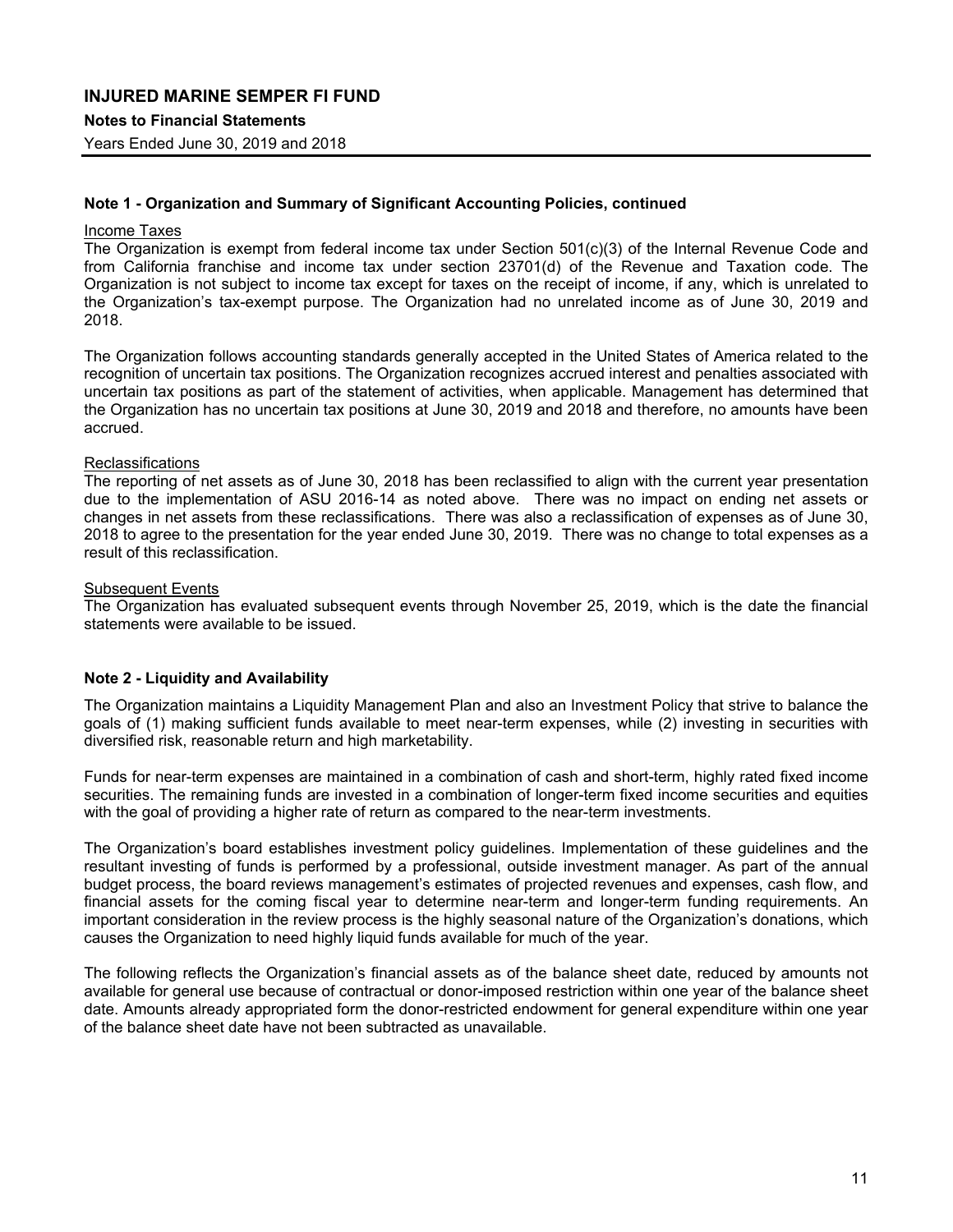# INJURED MARINE SEMPER FI FUND

**Notes to Financial Statements**

Years Ended June 30, 2019 and 2018

## Note 1 - Organization and Summary of Significant Accounting Policies, continued

Income Taxes

The Organization is exempt from federal income tax under Section 501(c)(3) of the Internal Revenue Code and from California franchise and income tax under section 23701(d) of the Revenue and Taxation code. The Organization is not subject to income tax except for taxes on the receipt of income, if any, which is unrelated to the Organization's tax-exempt purpose. The Organization had no unrelated income as of June 30, 2019 and 2018.

The Organization follows accounting standards generally accepted in the United States of America related to the recognition of uncertain tax positions. The Organization recognizes accrued interest and penalties associated with uncertain tax positions as part of the statement of activities, when applicable. Management has determined that the Organization has no uncertain tax positions at June 30, 2019 and 2018 and therefore, no amounts have been accrued.

Reclassifications

The reporting of net assets as of June 30, 2018 has been reclassified to align with the current year presentation due to the implementation of ASU 2016-14 as noted above. There was no impact on ending net assets or changes in net assets from these reclassifications. There was also a reclassification of expenses as of June 30, 2018 to agree to the presentation for the year ended June 30, 2019. There was no change to total expenses as a result of this reclassification.

Subsequent Events

The Organization has evaluated subsequent events through November 25, 2019, which is the date the financial statements were available to be issued.

## Note 2 - Liquidity and Availability

The Organization maintains a Liquidity Management Plan and also an Investment Policy that strive to balance the goals of (1) making sufficient funds available to meet near-term expenses, while (2) investing in securities with diversified risk, reasonable return and high marketability.

Funds for near-term expenses are maintained in a combination of cash and short-term, highly rated fixed income securities. The remaining funds are invested in a combination of longer-term fixed income securities and equities with the goal of providing a higher rate of return as compared to the near-term investments.

The Organization's board establishes investment policy guidelines. Implementation of these guidelines and the resultant investing of funds is performed by a professional, outside investment manager. As part of the annual budget process, the board reviews management's estimates of projected revenues and expenses, cash flow, and financial assets for the coming fiscal year to determine near-term and longer-term funding requirements. An important consideration in the review process is the highly seasonal nature of the Organization's donations, which causes the Organization to need highly liquid funds available for much of the year.

The following reflects the Organization's financial assets as of the balance sheet date, reduced by amounts not available for general use because of contractual or donor-imposed restriction within one year of the balance sheet date. Amounts already appropriated form the donor-restricted endowment for general expenditure within one year of the balance sheet date have not been subtracted as unavailable.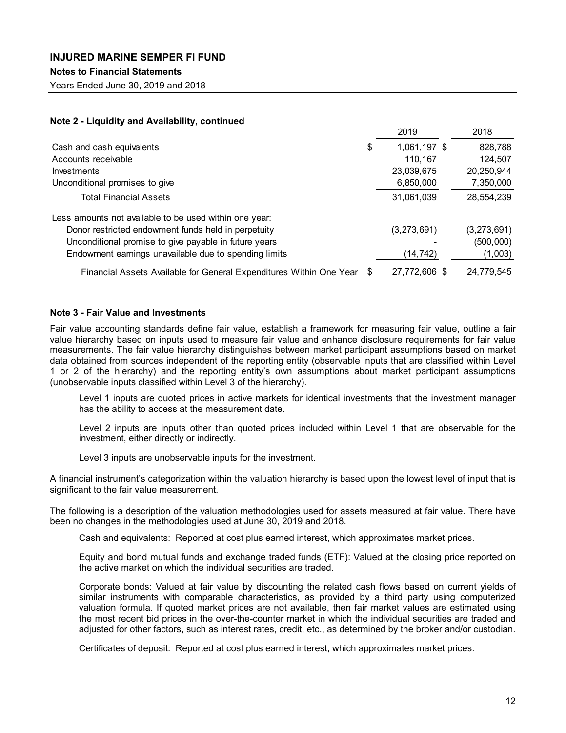**INJURED MARINE SEMPER FI FUND**

**Notes to Financial Statements**

Years Ended June 30, 2019 and 2018

**Note 2 - Liquidity and Availability, continued**

| | 2019 | 2018 |
|---|---|---|
| Cash and cash equivalents | $ 1,061,197 | $ 828,788 |
| Accounts receivable | 110,167 | 124,507 |
| Investments | 23,039,675 | 20,250,944 |
| Unconditional promises to give | 6,850,000 | 7,350,000 |
| Total Financial Assets | 31,061,039 | 28,554,239 |
| Less amounts not available to be used within one year: | | |
| Donor restricted endowment funds held in perpetuity | (3,273,691) | (3,273,691) |
| Unconditional promise to give payable in future years | - | (500,000) |
| Endowment earnings unavailable due to spending limits | (14,742) | (1,003) |
| Financial Assets Available for General Expenditures Within One Year | $ 27,772,606 | $ 24,779,545 |

**Note 3 - Fair Value and Investments**

Fair value accounting standards define fair value, establish a framework for measuring fair value, outline a fair value hierarchy based on inputs used to measure fair value and enhance disclosure requirements for fair value measurements. The fair value hierarchy distinguishes between market participant assumptions based on market data obtained from sources independent of the reporting entity (observable inputs that are classified within Level 1 or 2 of the hierarchy) and the reporting entity's own assumptions about market participant assumptions (unobservable inputs classified within Level 3 of the hierarchy).

Level 1 inputs are quoted prices in active markets for identical investments that the investment manager has the ability to access at the measurement date.

Level 2 inputs are inputs other than quoted prices included within Level 1 that are observable for the investment, either directly or indirectly.

Level 3 inputs are unobservable inputs for the investment.

A financial instrument's categorization within the valuation hierarchy is based upon the lowest level of input that is significant to the fair value measurement.

The following is a description of the valuation methodologies used for assets measured at fair value. There have been no changes in the methodologies used at June 30, 2019 and 2018.

Cash and equivalents: Reported at cost plus earned interest, which approximates market prices.

Equity and bond mutual funds and exchange traded funds (ETF): Valued at the closing price reported on the active market on which the individual securities are traded.

Corporate bonds: Valued at fair value by discounting the related cash flows based on current yields of similar instruments with comparable characteristics, as provided by a third party using computerized valuation formula. If quoted market prices are not available, then fair market values are estimated using the most recent bid prices in the over-the-counter market in which the individual securities are traded and adjusted for other factors, such as interest rates, credit, etc., as determined by the broker and/or custodian.

Certificates of deposit: Reported at cost plus earned interest, which approximates market prices.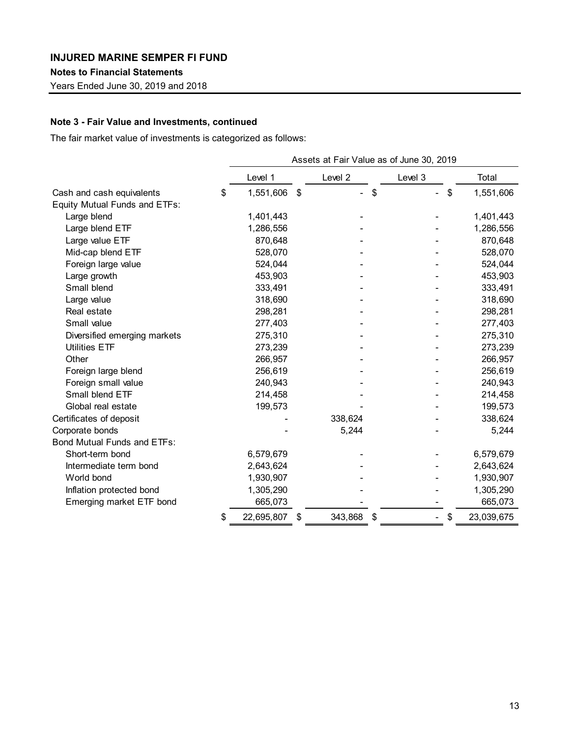# INJURED MARINE SEMPER FI FUND

**Notes to Financial Statements**

Years Ended June 30, 2019 and 2018

**Note 3 - Fair Value and Investments, continued**

The fair market value of investments is categorized as follows:

| | Assets at Fair Value as of June 30, 2019 | | | |
|---|---|---|---|---|
| | Level 1 | Level 2 | Level 3 | Total |
| Cash and cash equivalents | $ 1,551,606 | $ - | $ - | $ 1,551,606 |
| Equity Mutual Funds and ETFs: | | | | |
| Large blend | 1,401,443 | - | - | 1,401,443 |
| Large blend ETF | 1,286,556 | - | - | 1,286,556 |
| Large value ETF | 870,648 | - | - | 870,648 |
| Mid-cap blend ETF | 528,070 | - | - | 528,070 |
| Foreign large value | 524,044 | - | - | 524,044 |
| Large growth | 453,903 | - | - | 453,903 |
| Small blend | 333,491 | - | - | 333,491 |
| Large value | 318,690 | - | - | 318,690 |
| Real estate | 298,281 | - | - | 298,281 |
| Small value | 277,403 | - | - | 277,403 |
| Diversified emerging markets | 275,310 | - | - | 275,310 |
| Utilities ETF | 273,239 | - | - | 273,239 |
| Other | 266,957 | - | - | 266,957 |
| Foreign large blend | 256,619 | - | - | 256,619 |
| Foreign small value | 240,943 | - | - | 240,943 |
| Small blend ETF | 214,458 | - | - | 214,458 |
| Global real estate | 199,573 | - | - | 199,573 |
| Certificates of deposit | - | 338,624 | - | 338,624 |
| Corporate bonds | - | 5,244 | - | 5,244 |
| Bond Mutual Funds and ETFs: | | | | |
| Short-term bond | 6,579,679 | - | - | 6,579,679 |
| Intermediate term bond | 2,643,624 | - | - | 2,643,624 |
| World bond | 1,930,907 | - | - | 1,930,907 |
| Inflation protected bond | 1,305,290 | - | - | 1,305,290 |
| Emerging market ETF bond | 665,073 | - | - | 665,073 |
| | $ 22,695,807 | $ 343,868 | $ - | $ 23,039,675 |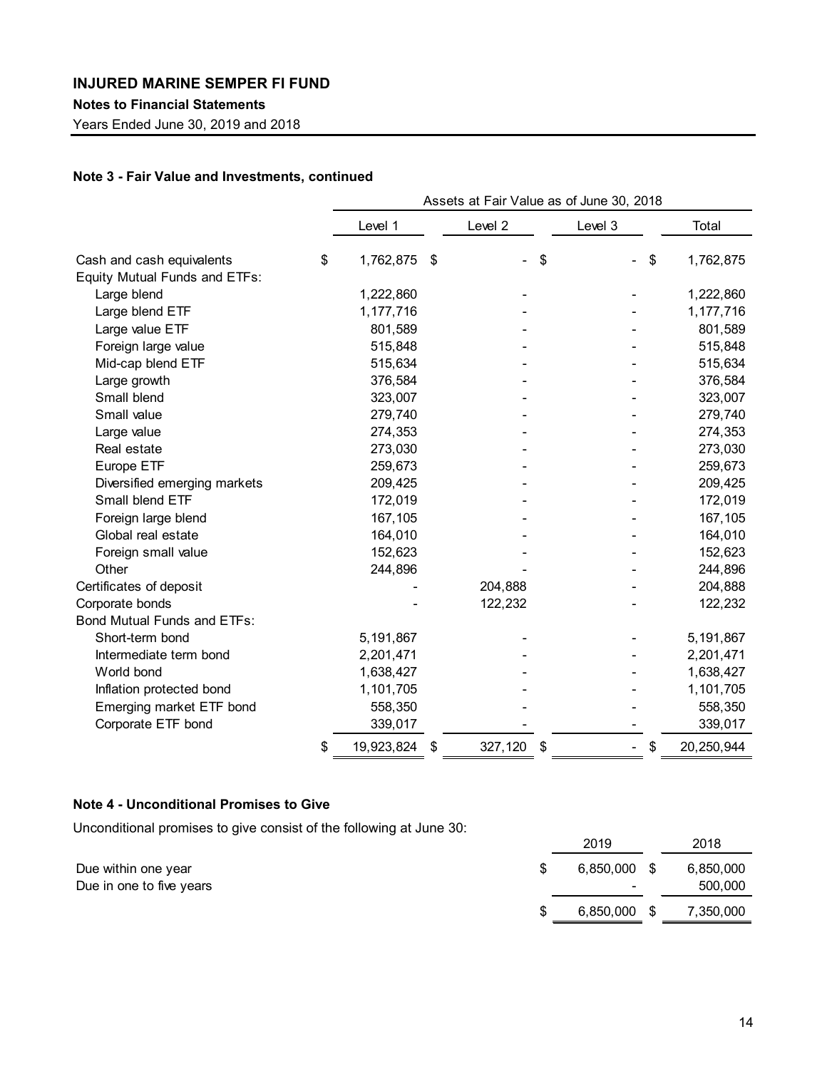# INJURED MARINE SEMPER FI FUND

**Notes to Financial Statements**

Years Ended June 30, 2019 and 2018

### Note 3 - Fair Value and Investments, continued

| | Assets at Fair Value as of June 30, 2018 | | | |
|---|---|---|---|---|
| | Level 1 | Level 2 | Level 3 | Total |
| Cash and cash equivalents | $ 1,762,875 | $ - | $ - | $ 1,762,875 |
| Equity Mutual Funds and ETFs: | | | | |
| Large blend | 1,222,860 | - | - | 1,222,860 |
| Large blend ETF | 1,177,716 | - | - | 1,177,716 |
| Large value ETF | 801,589 | - | - | 801,589 |
| Foreign large value | 515,848 | - | - | 515,848 |
| Mid-cap blend ETF | 515,634 | - | - | 515,634 |
| Large growth | 376,584 | - | - | 376,584 |
| Small blend | 323,007 | - | - | 323,007 |
| Small value | 279,740 | - | - | 279,740 |
| Large value | 274,353 | - | - | 274,353 |
| Real estate | 273,030 | - | - | 273,030 |
| Europe ETF | 259,673 | - | - | 259,673 |
| Diversified emerging markets | 209,425 | - | - | 209,425 |
| Small blend ETF | 172,019 | - | - | 172,019 |
| Foreign large blend | 167,105 | - | - | 167,105 |
| Global real estate | 164,010 | - | - | 164,010 |
| Foreign small value | 152,623 | - | - | 152,623 |
| Other | 244,896 | - | - | 244,896 |
| Certificates of deposit | - | 204,888 | - | 204,888 |
| Corporate bonds | - | 122,232 | - | 122,232 |
| Bond Mutual Funds and ETFs: | | | | |
| Short-term bond | 5,191,867 | - | - | 5,191,867 |
| Intermediate term bond | 2,201,471 | - | - | 2,201,471 |
| World bond | 1,638,427 | - | - | 1,638,427 |
| Inflation protected bond | 1,101,705 | - | - | 1,101,705 |
| Emerging market ETF bond | 558,350 | - | - | 558,350 |
| Corporate ETF bond | 339,017 | - | - | 339,017 |
| | $ 19,923,824 | $ 327,120 | $ - | $ 20,250,944 |

### Note 4 - Unconditional Promises to Give

Unconditional promises to give consist of the following at June 30:

| | 2019 | 2018 |
|---|---|---|
| Due within one year | $ 6,850,000 | $ 6,850,000 |
| Due in one to five years | - | 500,000 |
| | $ 6,850,000 | $ 7,350,000 |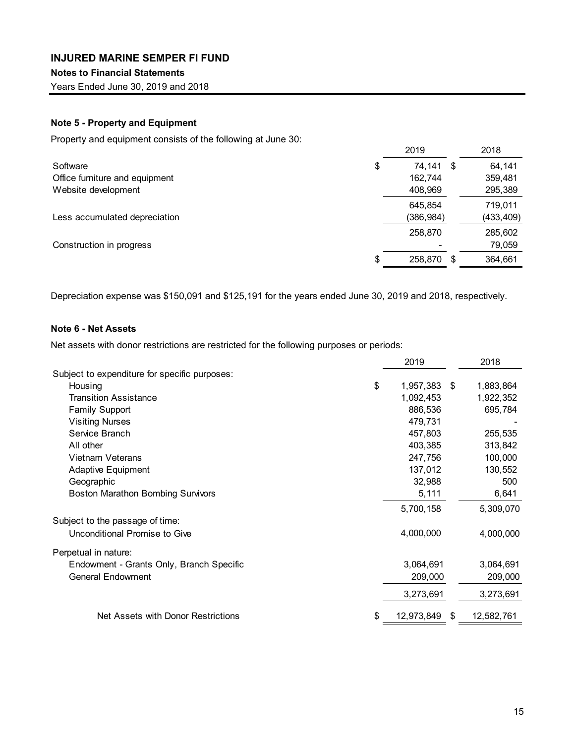# INJURED MARINE SEMPER FI FUND

**Notes to Financial Statements**

Years Ended June 30, 2019 and 2018

### Note 5 - Property and Equipment

Property and equipment consists of the following at June 30:

| | 2019 | 2018 |
|---|---|---|
| Software | $ 74,141 | $ 64,141 |
| Office furniture and equipment | 162,744 | 359,481 |
| Website development | 408,969 | 295,389 |
| | 645,854 | 719,011 |
| Less accumulated depreciation | (386,984) | (433,409) |
| | 258,870 | 285,602 |
| Construction in progress | - | 79,059 |
| | $ 258,870 | $ 364,661 |

Depreciation expense was $150,091 and $125,191 for the years ended June 30, 2019 and 2018, respectively.

### Note 6 - Net Assets

Net assets with donor restrictions are restricted for the following purposes or periods:

| | 2019 | 2018 |
|---|---|---|
| Subject to expenditure for specific purposes: | | |
| Housing | $ 1,957,383 | $ 1,883,864 |
| Transition Assistance | 1,092,453 | 1,922,352 |
| Family Support | 886,536 | 695,784 |
| Visiting Nurses | 479,731 | - |
| Service Branch | 457,803 | 255,535 |
| All other | 403,385 | 313,842 |
| Vietnam Veterans | 247,756 | 100,000 |
| Adaptive Equipment | 137,012 | 130,552 |
| Geographic | 32,988 | 500 |
| Boston Marathon Bombing Survivors | 5,111 | 6,641 |
| | 5,700,158 | 5,309,070 |
| Subject to the passage of time: | | |
| Unconditional Promise to Give | 4,000,000 | 4,000,000 |
| Perpetual in nature: | | |
| Endowment - Grants Only, Branch Specific | 3,064,691 | 3,064,691 |
| General Endowment | 209,000 | 209,000 |
| | 3,273,691 | 3,273,691 |
| Net Assets with Donor Restrictions | $ 12,973,849 | $ 12,582,761 |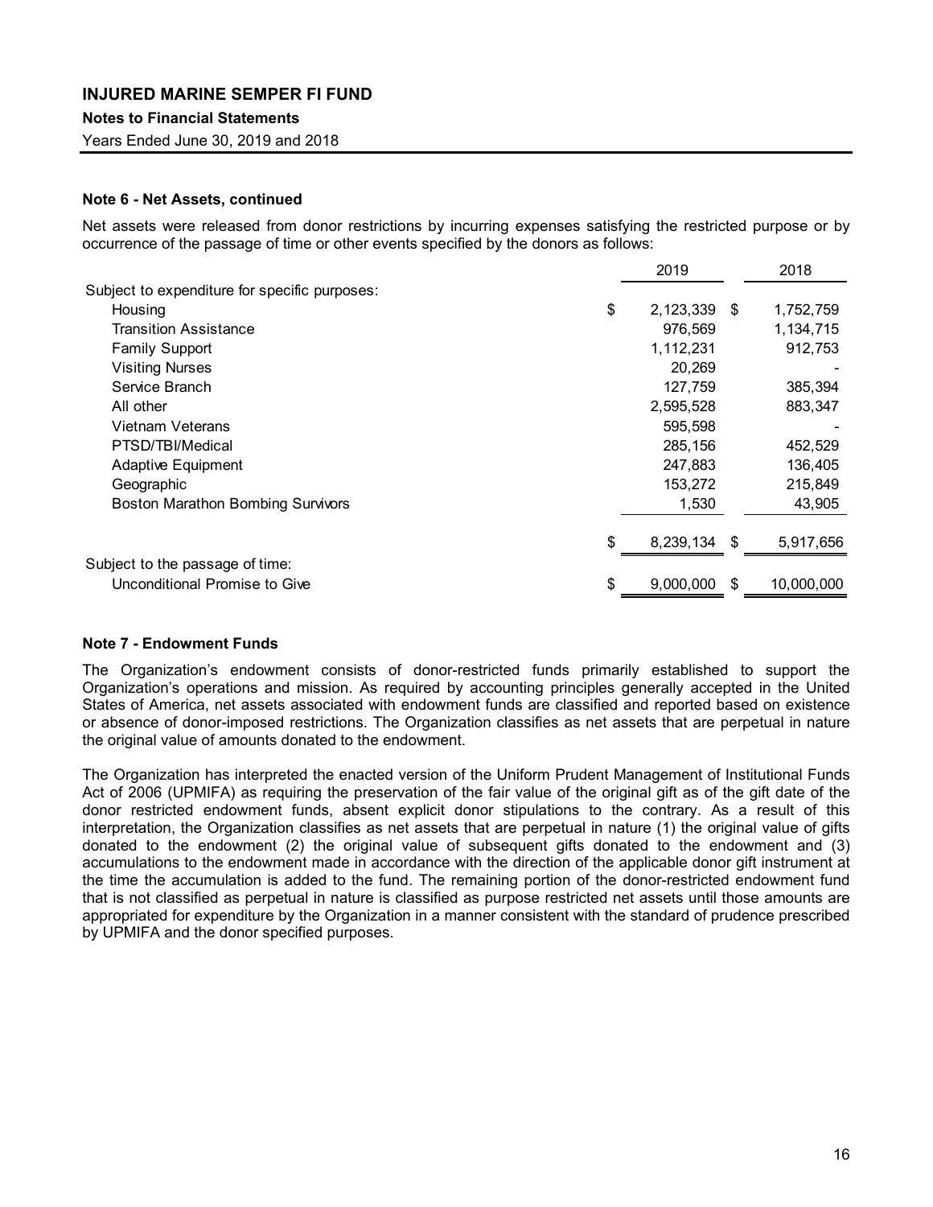## Note 6 - Net Assets, continued

Net assets were released from donor restrictions by incurring expenses satisfying the restricted purpose or by occurrence of the passage of time or other events specified by the donors as follows:

| | 2019 | 2018 |
|---|---|---|
| Subject to expenditure for specific purposes: | | |
| Housing | $ 2,123,339 | $ 1,752,759 |
| Transition Assistance | 976,569 | 1,134,715 |
| Family Support | 1,112,231 | 912,753 |
| Visiting Nurses | 20,269 | - |
| Service Branch | 127,759 | 385,394 |
| All other | 2,595,528 | 883,347 |
| Vietnam Veterans | 595,598 | - |
| PTSD/TBI/Medical | 285,156 | 452,529 |
| Adaptive Equipment | 247,883 | 136,405 |
| Geographic | 153,272 | 215,849 |
| Boston Marathon Bombing Survivors | 1,530 | 43,905 |
| | $ 8,239,134 | $ 5,917,656 |
| Subject to the passage of time: | | |
| Unconditional Promise to Give | $ 9,000,000 | $ 10,000,000 |

## Note 7 - Endowment Funds

The Organization's endowment consists of donor-restricted funds primarily established to support the Organization's operations and mission. As required by accounting principles generally accepted in the United States of America, net assets associated with endowment funds are classified and reported based on existence or absence of donor-imposed restrictions. The Organization classifies as net assets that are perpetual in nature the original value of amounts donated to the endowment.

The Organization has interpreted the enacted version of the Uniform Prudent Management of Institutional Funds Act of 2006 (UPMIFA) as requiring the preservation of the fair value of the original gift as of the gift date of the donor restricted endowment funds, absent explicit donor stipulations to the contrary. As a result of this interpretation, the Organization classifies as net assets that are perpetual in nature (1) the original value of gifts donated to the endowment (2) the original value of subsequent gifts donated to the endowment and (3) accumulations to the endowment made in accordance with the direction of the applicable donor gift instrument at the time the accumulation is added to the fund. The remaining portion of the donor-restricted endowment fund that is not classified as perpetual in nature is classified as purpose restricted net assets until those amounts are appropriated for expenditure by the Organization in a manner consistent with the standard of prudence prescribed by UPMIFA and the donor specified purposes.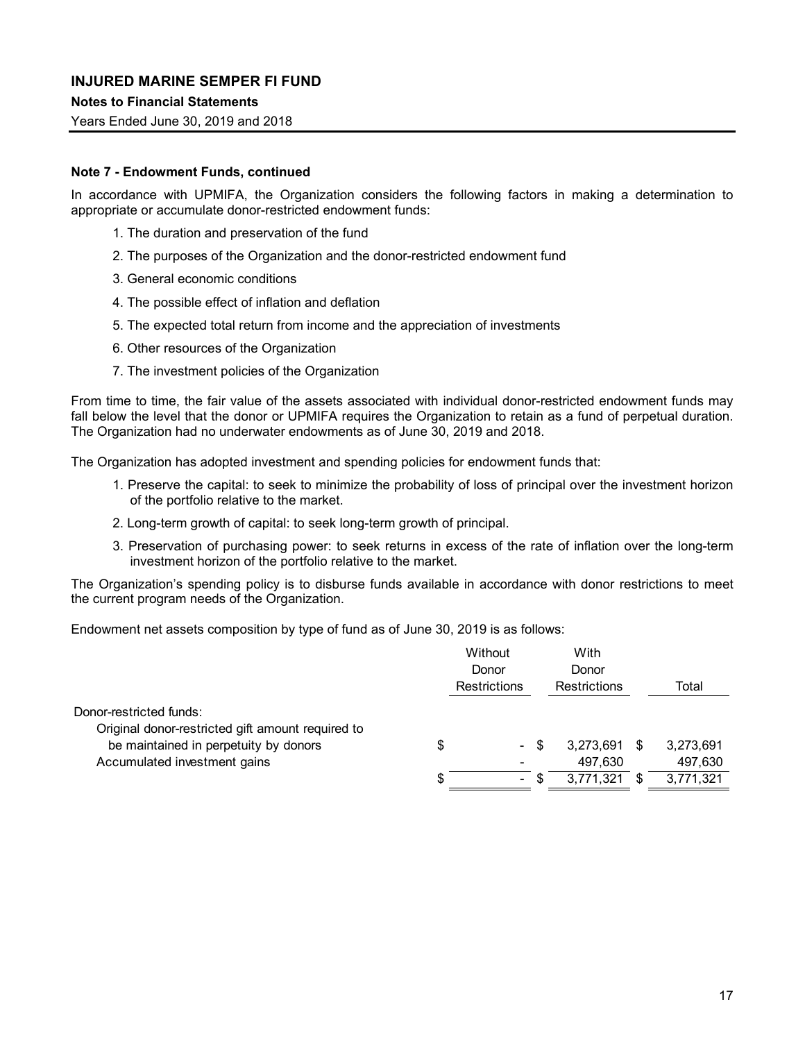**Note 7 - Endowment Funds, continued**

In accordance with UPMIFA, the Organization considers the following factors in making a determination to appropriate or accumulate donor-restricted endowment funds:

1. The duration and preservation of the fund
2. The purposes of the Organization and the donor-restricted endowment fund
3. General economic conditions
4. The possible effect of inflation and deflation
5. The expected total return from income and the appreciation of investments
6. Other resources of the Organization
7. The investment policies of the Organization

From time to time, the fair value of the assets associated with individual donor-restricted endowment funds may fall below the level that the donor or UPMIFA requires the Organization to retain as a fund of perpetual duration. The Organization had no underwater endowments as of June 30, 2019 and 2018.

The Organization has adopted investment and spending policies for endowment funds that:

1. Preserve the capital: to seek to minimize the probability of loss of principal over the investment horizon of the portfolio relative to the market.
2. Long-term growth of capital: to seek long-term growth of principal.
3. Preservation of purchasing power: to seek returns in excess of the rate of inflation over the long-term investment horizon of the portfolio relative to the market.

The Organization's spending policy is to disburse funds available in accordance with donor restrictions to meet the current program needs of the Organization.

Endowment net assets composition by type of fund as of June 30, 2019 is as follows:

| | Without Donor Restrictions | With Donor Restrictions | Total |
|---|---|---|---|
| Donor-restricted funds: | | | |
| Original donor-restricted gift amount required to be maintained in perpetuity by donors | $ - | $ 3,273,691 | $ 3,273,691 |
| Accumulated investment gains | - | 497,630 | 497,630 |
| | $ - | $ 3,771,321 | $ 3,771,321 |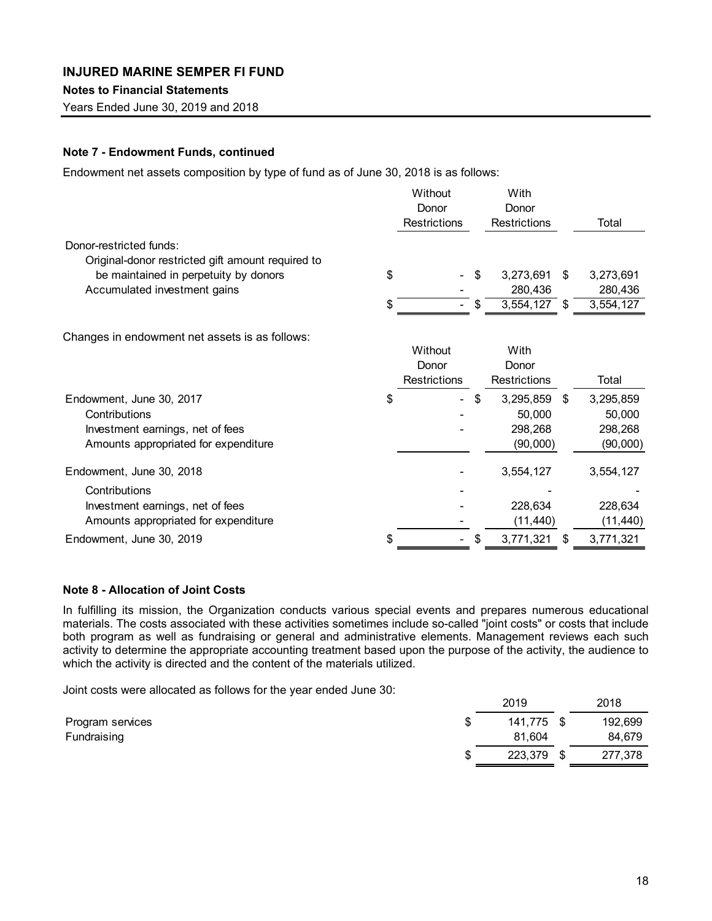#### Note 7 - Endowment Funds, continued

Endowment net assets composition by type of fund as of June 30, 2018 is as follows:

| | Without Donor Restrictions | With Donor Restrictions | Total |
|---|---|---|---|
| Donor-restricted funds: | | | |
| Original-donor restricted gift amount required to be maintained in perpetuity by donors | $ - | $ 3,273,691 | $ 3,273,691 |
| Accumulated investment gains | - | 280,436 | 280,436 |
| | $ - | $ 3,554,127 | $ 3,554,127 |

Changes in endowment net assets is as follows:

| | Without Donor Restrictions | With Donor Restrictions | Total |
|---|---|---|---|
| Endowment, June 30, 2017 | $ - | $ 3,295,859 | $ 3,295,859 |
| Contributions | - | 50,000 | 50,000 |
| Investment earnings, net of fees | - | 298,268 | 298,268 |
| Amounts appropriated for expenditure | | (90,000) | (90,000) |
| Endowment, June 30, 2018 | - | 3,554,127 | 3,554,127 |
| Contributions | - | - | - |
| Investment earnings, net of fees | - | 228,634 | 228,634 |
| Amounts appropriated for expenditure | - | (11,440) | (11,440) |
| Endowment, June 30, 2019 | $ - | $ 3,771,321 | $ 3,771,321 |

#### Note 8 - Allocation of Joint Costs

In fulfilling its mission, the Organization conducts various special events and prepares numerous educational materials. The costs associated with these activities sometimes include so-called "joint costs" or costs that include both program as well as fundraising or general and administrative elements. Management reviews each such activity to determine the appropriate accounting treatment based upon the purpose of the activity, the audience to which the activity is directed and the content of the materials utilized.

Joint costs were allocated as follows for the year ended June 30:

| | 2019 | 2018 |
|---|---|---|
| Program services | $ 141,775 | $ 192,699 |
| Fundraising | 81,604 | 84,679 |
| | $ 223,379 | $ 277,378 |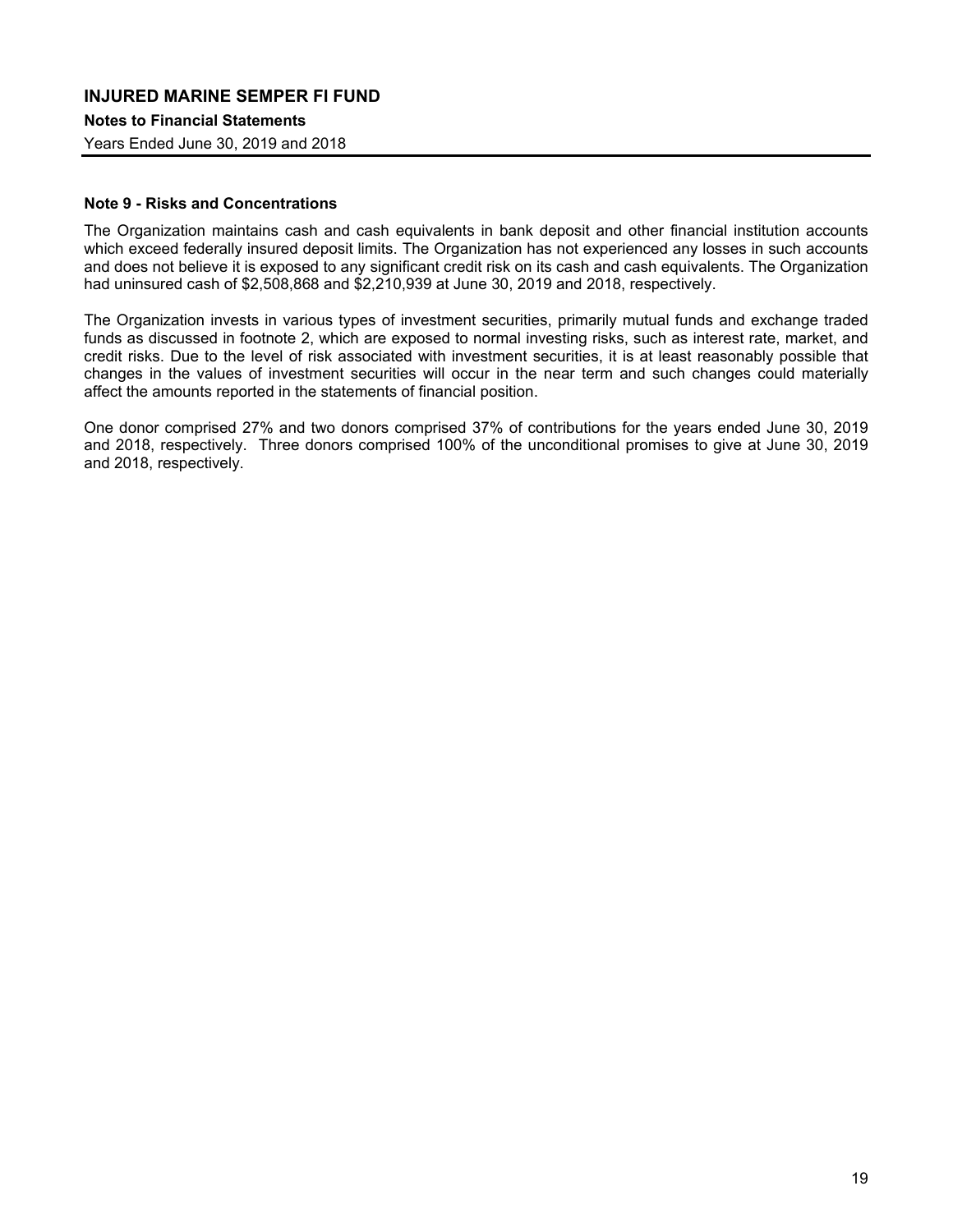# INJURED MARINE SEMPER FI FUND

**Notes to Financial Statements**

Years Ended June 30, 2019 and 2018

### Note 9 - Risks and Concentrations

The Organization maintains cash and cash equivalents in bank deposit and other financial institution accounts which exceed federally insured deposit limits. The Organization has not experienced any losses in such accounts and does not believe it is exposed to any significant credit risk on its cash and cash equivalents. The Organization had uninsured cash of $2,508,868 and $2,210,939 at June 30, 2019 and 2018, respectively.

The Organization invests in various types of investment securities, primarily mutual funds and exchange traded funds as discussed in footnote 2, which are exposed to normal investing risks, such as interest rate, market, and credit risks. Due to the level of risk associated with investment securities, it is at least reasonably possible that changes in the values of investment securities will occur in the near term and such changes could materially affect the amounts reported in the statements of financial position.

One donor comprised 27% and two donors comprised 37% of contributions for the years ended June 30, 2019 and 2018, respectively. Three donors comprised 100% of the unconditional promises to give at June 30, 2019 and 2018, respectively.